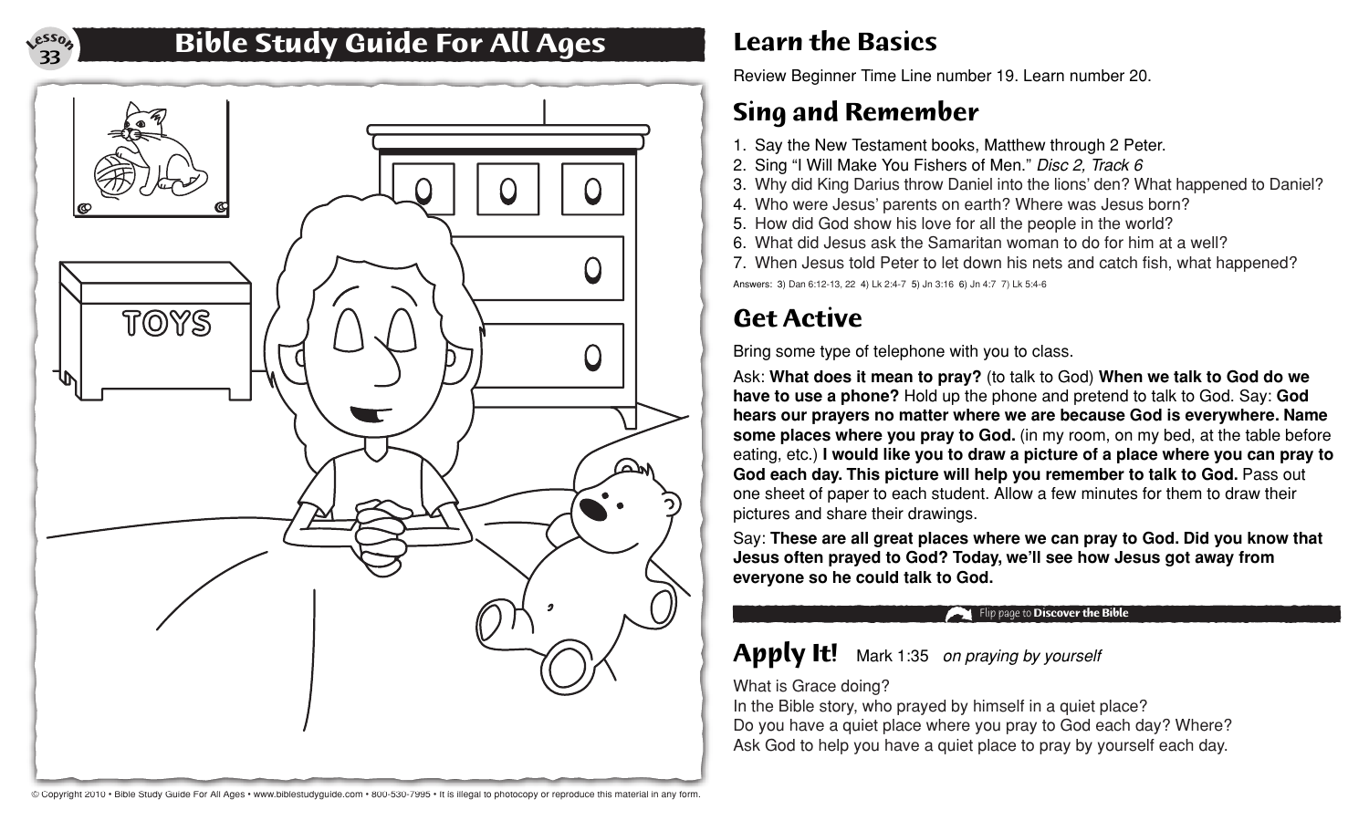Lesson 33

# Bible Study Guide For All Ages

TOYS

## Learn the Basics

Review Beginner Time Line number 19. Learn number 20.

## Sing and Remember

1. Say the New Testament books, Matthew through 2 Peter.
2. Sing "I Will Make You Fishers of Men." *Disc 2, Track 6*
3. Why did King Darius throw Daniel into the lions' den? What happened to Daniel?
4. Who were Jesus' parents on earth? Where was Jesus born?
5. How did God show his love for all the people in the world?
6. What did Jesus ask the Samaritan woman to do for him at a well?
7. When Jesus told Peter to let down his nets and catch fish, what happened?

Answers: 3) Dan 6:12-13, 22 4) Lk 2:4-7 5) Jn 3:16 6) Jn 4:7 7) Lk 5:4-6

## Get Active

Bring some type of telephone with you to class.

Ask: **What does it mean to pray?** (to talk to God) **When we talk to God do we have to use a phone?** Hold up the phone and pretend to talk to God. Say: **God hears our prayers no matter where we are because God is everywhere. Name some places where you pray to God.** (in my room, on my bed, at the table before eating, etc.) **I would like you to draw a picture of a place where you can pray to God each day. This picture will help you remember to talk to God.** Pass out one sheet of paper to each student. Allow a few minutes for them to draw their pictures and share their drawings.

Say: **These are all great places where we can pray to God. Did you know that Jesus often prayed to God? Today, we'll see how Jesus got away from everyone so he could talk to God.**

Flip page to **Discover the Bible**

## Apply It! Mark 1:35 *on praying by yourself*

What is Grace doing?

In the Bible story, who prayed by himself in a quiet place?

Do you have a quiet place where you pray to God each day? Where?

Ask God to help you have a quiet place to pray by yourself each day.

© Copyright 2010 • Bible Study Guide For All Ages • www.biblestudyguide.com • 800-530-7995 • It is illegal to photocopy or reproduce this material in any form.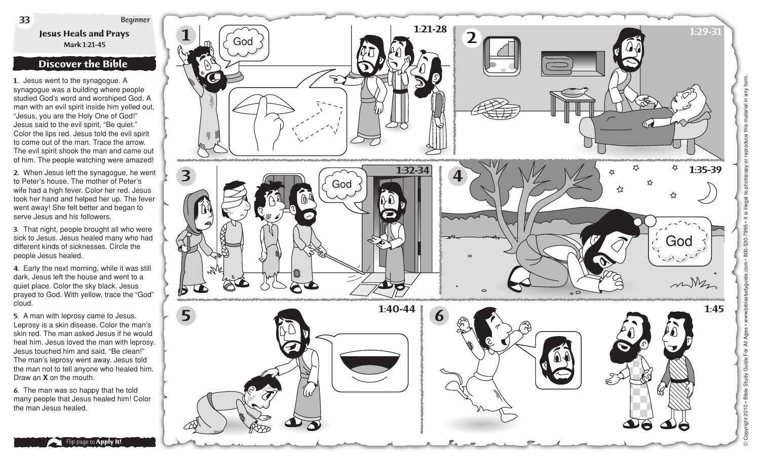# Jesus Heals and Prays

Mark 1:21-45

## Discover the Bible

**1**. Jesus went to the synagogue. A synagogue was a building where people studied God's word and worshiped God. A man with an evil spirit inside him yelled out, "Jesus, you are the Holy One of God!" Jesus said to the evil spirit, "Be quiet." Color the lips red. Jesus told the evil spirit to come out of the man. Trace the arrow. The evil spirit shook the man and came out of him. The people watching were amazed!

**2**. When Jesus left the synagogue, he went to Peter's house. The mother of Peter's wife had a high fever. Color her red. Jesus took her hand and helped her up. The fever went away! She felt better and began to serve Jesus and his followers.

**3**. That night, people brought all who were sick to Jesus. Jesus healed many who had different kinds of sicknesses. Circle the people Jesus healed.

**4**. Early the next morning, while it was still dark, Jesus left the house and went to a quiet place. Color the sky black. Jesus prayed to God. With yellow, trace the "God" cloud.

**5**. A man with leprosy came to Jesus. Leprosy is a skin disease. Color the man's skin red. The man asked Jesus if he would heal him. Jesus loved the man with leprosy. Jesus touched him and said, "Be clean!" The man's leprosy went away. Jesus told the man not to tell anyone who healed him. Draw an **X** on the mouth.

**6**. The man was so happy that he told many people that Jesus healed him! Color the man Jesus healed.

Flip page to **Apply It!**

© Copyright 2010 • Bible Study Guide For All Ages • www.biblestudyguide.com • 800-530-7995 • It is illegal to photocopy or reproduce this material in any form.